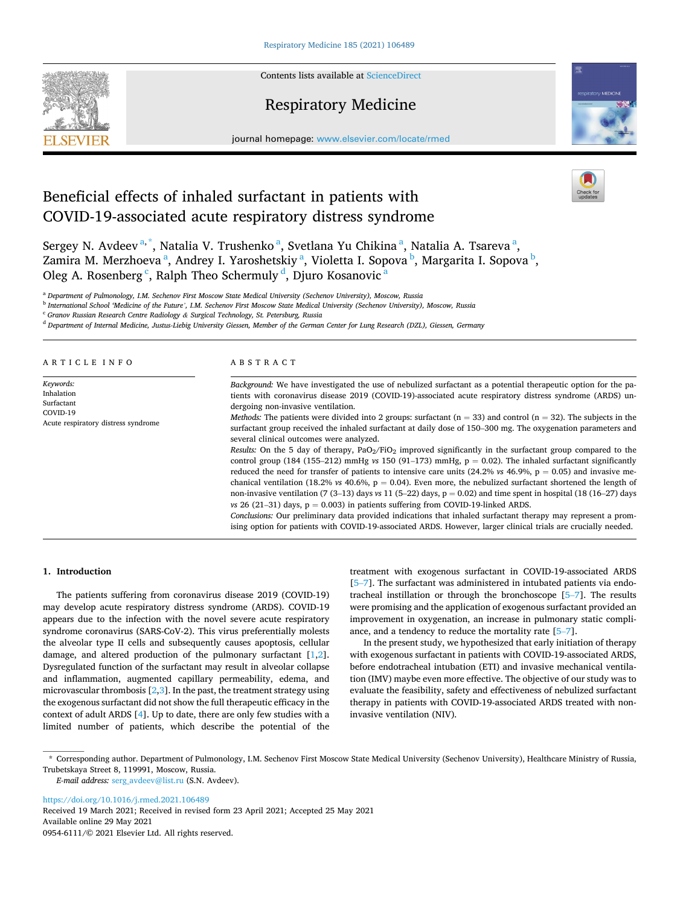# Beneficial effects of inhaled surfactant in patients with COVID-19-associated acute respiratory distress syndrome

Sergey N. Avdeev [a,*], Natalia V. Trushenko [a], Svetlana Yu Chikina [a], Natalia A. Tsareva [a], Zamira M. Merzhoeva [a], Andrey I. Yaroshetskiy [a], Violetta I. Sopova [b], Margarita I. Sopova [b], Oleg A. Rosenberg [c], Ralph Theo Schermuly [d], Djuro Kosanovic [a]

[a] Department of Pulmonology, I.M. Sechenov First Moscow State Medical University (Sechenov University), Moscow, Russia
[b] International School 'Medicine of the Future', I.M. Sechenov First Moscow State Medical University (Sechenov University), Moscow, Russia
[c] Granov Russian Research Centre Radiology & Surgical Technology, St. Petersburg, Russia
[d] Department of Internal Medicine, Justus-Liebig University Giessen, Member of the German Center for Lung Research (DZL), Giessen, Germany

## ARTICLE INFO

*Keywords:*
Inhalation
Surfactant
COVID-19
Acute respiratory distress syndrome

## ABSTRACT

*Background:* We have investigated the use of nebulized surfactant as a potential therapeutic option for the patients with coronavirus disease 2019 (COVID-19)-associated acute respiratory distress syndrome (ARDS) undergoing non-invasive ventilation.

*Methods:* The patients were divided into 2 groups: surfactant (n = 33) and control (n = 32). The subjects in the surfactant group received the inhaled surfactant at daily dose of 150–300 mg. The oxygenation parameters and several clinical outcomes were analyzed.

*Results:* On the 5 day of therapy, $PaO_2/FiO_2$ improved significantly in the surfactant group compared to the control group (184 (155–212) mmHg *vs* 150 (91–173) mmHg, p = 0.02). The inhaled surfactant significantly reduced the need for transfer of patients to intensive care units (24.2% *vs* 46.9%, p = 0.05) and invasive mechanical ventilation (18.2% *vs* 40.6%, p = 0.04). Even more, the nebulized surfactant shortened the length of non-invasive ventilation (7 (3–13) days *vs* 11 (5–22) days, p = 0.02) and time spent in hospital (18 (16–27) days *vs* 26 (21–31) days, p = 0.003) in patients suffering from COVID-19-linked ARDS.

*Conclusions:* Our preliminary data provided indications that inhaled surfactant therapy may represent a promising option for patients with COVID-19-associated ARDS. However, larger clinical trials are crucially needed.

## 1. Introduction

The patients suffering from coronavirus disease 2019 (COVID-19) may develop acute respiratory distress syndrome (ARDS). COVID-19 appears due to the infection with the novel severe acute respiratory syndrome coronavirus (SARS-CoV-2). This virus preferentially molests the alveolar type II cells and subsequently causes apoptosis, cellular damage, and altered production of the pulmonary surfactant [1,2]. Dysregulated function of the surfactant may result in alveolar collapse and inflammation, augmented capillary permeability, edema, and microvascular thrombosis [2,3]. In the past, the treatment strategy using the exogenous surfactant did not show the full therapeutic efficacy in the context of adult ARDS [4]. Up to date, there are only few studies with a limited number of patients, which describe the potential of the treatment with exogenous surfactant in COVID-19-associated ARDS [5–7]. The surfactant was administered in intubated patients via endotracheal instillation or through the bronchoscope [5–7]. The results were promising and the application of exogenous surfactant provided an improvement in oxygenation, an increase in pulmonary static compliance, and a tendency to reduce the mortality rate [5–7].

In the present study, we hypothesized that early initiation of therapy with exogenous surfactant in patients with COVID-19-associated ARDS, before endotracheal intubation (ETI) and invasive mechanical ventilation (IMV) may be even more effective. The objective of our study was to evaluate the feasibility, safety and effectiveness of nebulized surfactant therapy in patients with COVID-19-associated ARDS treated with non-invasive ventilation (NIV).

\* Corresponding author. Department of Pulmonology, I.M. Sechenov First Moscow State Medical University (Sechenov University), Healthcare Ministry of Russia, Trubetskaya Street 8, 119991, Moscow, Russia.
*E-mail address:* serg_avdeev@list.ru (S.N. Avdeev).

https://doi.org/10.1016/j.rmed.2021.106489
Received 19 March 2021; Received in revised form 23 April 2021; Accepted 25 May 2021
Available online 29 May 2021
0954-6111/© 2021 Elsevier Ltd. All rights reserved.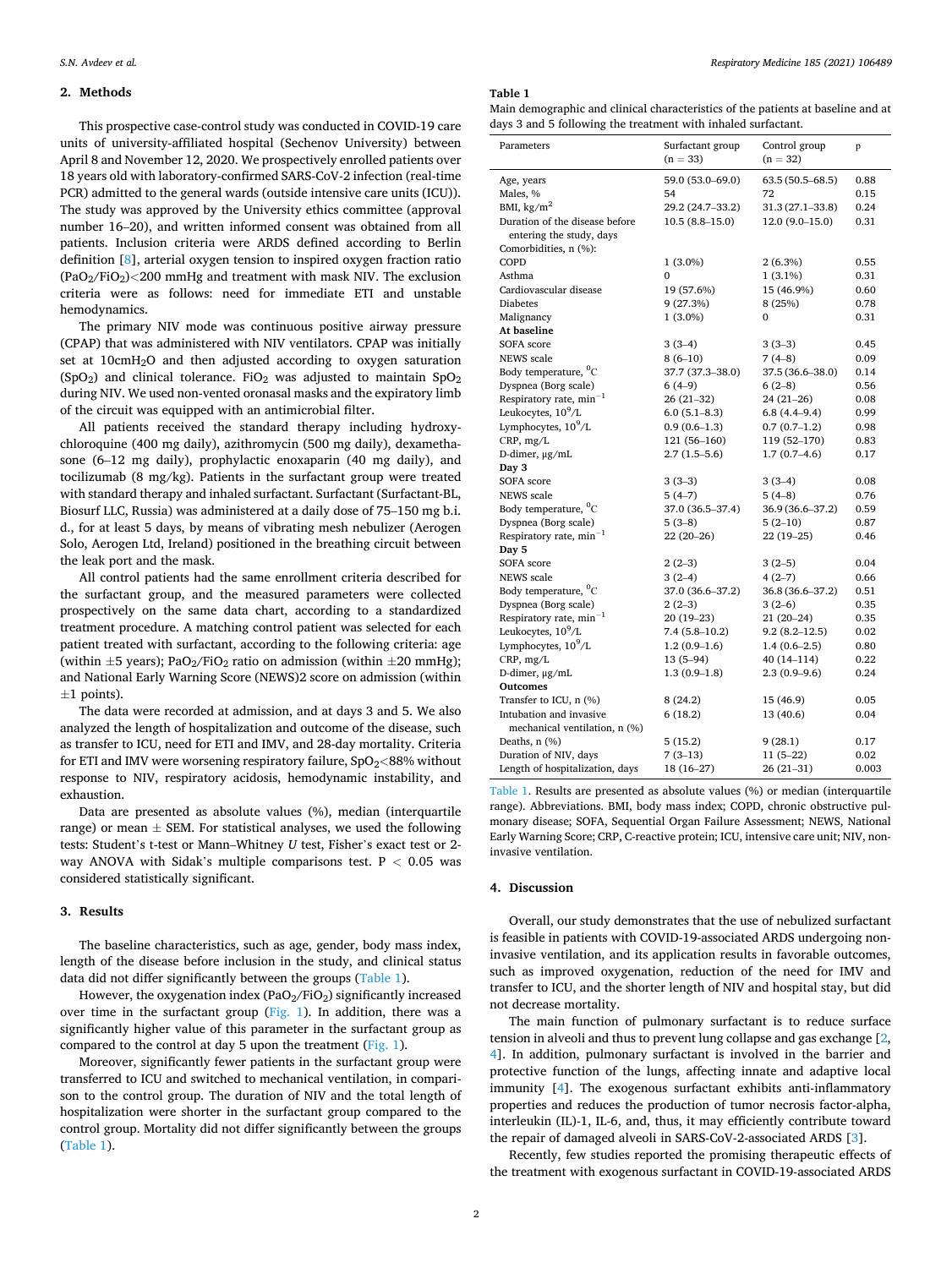## 2. Methods

This prospective case-control study was conducted in COVID-19 care units of university-affiliated hospital (Sechenov University) between April 8 and November 12, 2020. We prospectively enrolled patients over 18 years old with laboratory-confirmed SARS-CoV-2 infection (real-time PCR) admitted to the general wards (outside intensive care units (ICU)). The study was approved by the University ethics committee (approval number 16–20), and written informed consent was obtained from all patients. Inclusion criteria were ARDS defined according to Berlin definition [8], arterial oxygen tension to inspired oxygen fraction ratio ($PaO_2/FiO_2$)<200 mmHg and treatment with mask NIV. The exclusion criteria were as follows: need for immediate ETI and unstable hemodynamics.

The primary NIV mode was continuous positive airway pressure (CPAP) that was administered with NIV ventilators. CPAP was initially set at 10cm$H_2O$ and then adjusted according to oxygen saturation ($SpO_2$) and clinical tolerance. $FiO_2$ was adjusted to maintain $SpO_2$ during NIV. We used non-vented oronasal masks and the expiratory limb of the circuit was equipped with an antimicrobial filter.

All patients received the standard therapy including hydroxychloroquine (400 mg daily), azithromycin (500 mg daily), dexamethasone (6–12 mg daily), prophylactic enoxaparin (40 mg daily), and tocilizumab (8 mg/kg). Patients in the surfactant group were treated with standard therapy and inhaled surfactant. Surfactant (Surfactant-BL, Biosurf LLC, Russia) was administered at a daily dose of 75–150 mg b.i.d., for at least 5 days, by means of vibrating mesh nebulizer (Aerogen Solo, Aerogen Ltd, Ireland) positioned in the breathing circuit between the leak port and the mask.

All control patients had the same enrollment criteria described for the surfactant group, and the measured parameters were collected prospectively on the same data chart, according to a standardized treatment procedure. A matching control patient was selected for each patient treated with surfactant, according to the following criteria: age (within ±5 years); $PaO_2/FiO_2$ ratio on admission (within ±20 mmHg); and National Early Warning Score (NEWS)2 score on admission (within ±1 points).

The data were recorded at admission, and at days 3 and 5. We also analyzed the length of hospitalization and outcome of the disease, such as transfer to ICU, need for ETI and IMV, and 28-day mortality. Criteria for ETI and IMV were worsening respiratory failure, $SpO_2$<88% without response to NIV, respiratory acidosis, hemodynamic instability, and exhaustion.

Data are presented as absolute values (%), median (interquartile range) or mean ± SEM. For statistical analyses, we used the following tests: Student's t-test or Mann–Whitney U test, Fisher's exact test or 2-way ANOVA with Sidak's multiple comparisons test. $P < 0.05$ was considered statistically significant.

## 3. Results

The baseline characteristics, such as age, gender, body mass index, length of the disease before inclusion in the study, and clinical status data did not differ significantly between the groups (Table 1).

However, the oxygenation index ($PaO_2/FiO_2$) significantly increased over time in the surfactant group (Fig. 1). In addition, there was a significantly higher value of this parameter in the surfactant group as compared to the control at day 5 upon the treatment (Fig. 1).

Moreover, significantly fewer patients in the surfactant group were transferred to ICU and switched to mechanical ventilation, in comparison to the control group. The duration of NIV and the total length of hospitalization were shorter in the surfactant group compared to the control group. Mortality did not differ significantly between the groups (Table 1).

**Table 1**
Main demographic and clinical characteristics of the patients at baseline and at days 3 and 5 following the treatment with inhaled surfactant.

| Parameters | Surfactant group (n = 33) | Control group (n = 32) | p |
|---|---|---|---|
| Age, years | 59.0 (53.0–69.0) | 63.5 (50.5–68.5) | 0.88 |
| Males, % | 54 | 72 | 0.15 |
| BMI, kg/m$^2$ | 29.2 (24.7–33.2) | 31.3 (27.1–33.8) | 0.24 |
| Duration of the disease before entering the study, days | 10.5 (8.8–15.0) | 12.0 (9.0–15.0) | 0.31 |
| Comorbidities, n (%): | | | |
| COPD | 1 (3.0%) | 2 (6.3%) | 0.55 |
| Asthma | 0 | 1 (3.1%) | 0.31 |
| Cardiovascular disease | 19 (57.6%) | 15 (46.9%) | 0.60 |
| Diabetes | 9 (27.3%) | 8 (25%) | 0.78 |
| Malignancy | 1 (3.0%) | 0 | 0.31 |
| **At baseline** | | | |
| SOFA score | 3 (3–4) | 3 (3–3) | 0.45 |
| NEWS scale | 8 (6–10) | 7 (4–8) | 0.09 |
| Body temperature, $^0$C | 37.7 (37.3–38.0) | 37.5 (36.6–38.0) | 0.14 |
| Dyspnea (Borg scale) | 6 (4–9) | 6 (2–8) | 0.56 |
| Respiratory rate, min$^{-1}$ | 26 (21–32) | 24 (21–26) | 0.08 |
| Leukocytes, $10^9$/L | 6.0 (5.1–8.3) | 6.8 (4.4–9.4) | 0.99 |
| Lymphocytes, $10^9$/L | 0.9 (0.6–1.3) | 0.7 (0.7–1.2) | 0.98 |
| CRP, mg/L | 121 (56–160) | 119 (52–170) | 0.83 |
| D-dimer, μg/mL | 2.7 (1.5–5.6) | 1.7 (0.7–4.6) | 0.17 |
| **Day 3** | | | |
| SOFA score | 3 (3–3) | 3 (3–4) | 0.08 |
| NEWS scale | 5 (4–7) | 5 (4–8) | 0.76 |
| Body temperature, $^0$C | 37.0 (36.5–37.4) | 36.9 (36.6–37.2) | 0.59 |
| Dyspnea (Borg scale) | 5 (3–8) | 5 (2–10) | 0.87 |
| Respiratory rate, min$^{-1}$ | 22 (20–26) | 22 (19–25) | 0.46 |
| **Day 5** | | | |
| SOFA score | 2 (2–3) | 3 (2–5) | 0.04 |
| NEWS scale | 3 (2–4) | 4 (2–7) | 0.66 |
| Body temperature, $^0$C | 37.0 (36.6–37.2) | 36.8 (36.6–37.2) | 0.51 |
| Dyspnea (Borg scale) | 2 (2–3) | 3 (2–6) | 0.35 |
| Respiratory rate, min$^{-1}$ | 20 (19–23) | 21 (20–24) | 0.35 |
| Leukocytes, $10^9$/L | 7.4 (5.8–10.2) | 9.2 (8.2–12.5) | 0.02 |
| Lymphocytes, $10^9$/L | 1.2 (0.9–1.6) | 1.4 (0.6–2.5) | 0.80 |
| CRP, mg/L | 13 (5–94) | 40 (14–114) | 0.22 |
| D-dimer, μg/mL | 1.3 (0.9–1.8) | 2.3 (0.9–9.6) | 0.24 |
| **Outcomes** | | | |
| Transfer to ICU, n (%) | 8 (24.2) | 15 (46.9) | 0.05 |
| Intubation and invasive mechanical ventilation, n (%) | 6 (18.2) | 13 (40.6) | 0.04 |
| Deaths, n (%) | 5 (15.2) | 9 (28.1) | 0.17 |
| Duration of NIV, days | 7 (3–13) | 11 (5–22) | 0.02 |
| Length of hospitalization, days | 18 (16–27) | 26 (21–31) | 0.003 |

Table 1. Results are presented as absolute values (%) or median (interquartile range). Abbreviations. BMI, body mass index; COPD, chronic obstructive pulmonary disease; SOFA, Sequential Organ Failure Assessment; NEWS, National Early Warning Score; CRP, C-reactive protein; ICU, intensive care unit; NIV, non-invasive ventilation.

## 4. Discussion

Overall, our study demonstrates that the use of nebulized surfactant is feasible in patients with COVID-19-associated ARDS undergoing non-invasive ventilation, and its application results in favorable outcomes, such as improved oxygenation, reduction of the need for IMV and transfer to ICU, and the shorter length of NIV and hospital stay, but did not decrease mortality.

The main function of pulmonary surfactant is to reduce surface tension in alveoli and thus to prevent lung collapse and gas exchange [2, 4]. In addition, pulmonary surfactant is involved in the barrier and protective function of the lungs, affecting innate and adaptive local immunity [4]. The exogenous surfactant exhibits anti-inflammatory properties and reduces the production of tumor necrosis factor-alpha, interleukin (IL)-1, IL-6, and, thus, it may efficiently contribute toward the repair of damaged alveoli in SARS-CoV-2-associated ARDS [3].

Recently, few studies reported the promising therapeutic effects of the treatment with exogenous surfactant in COVID-19-associated ARDS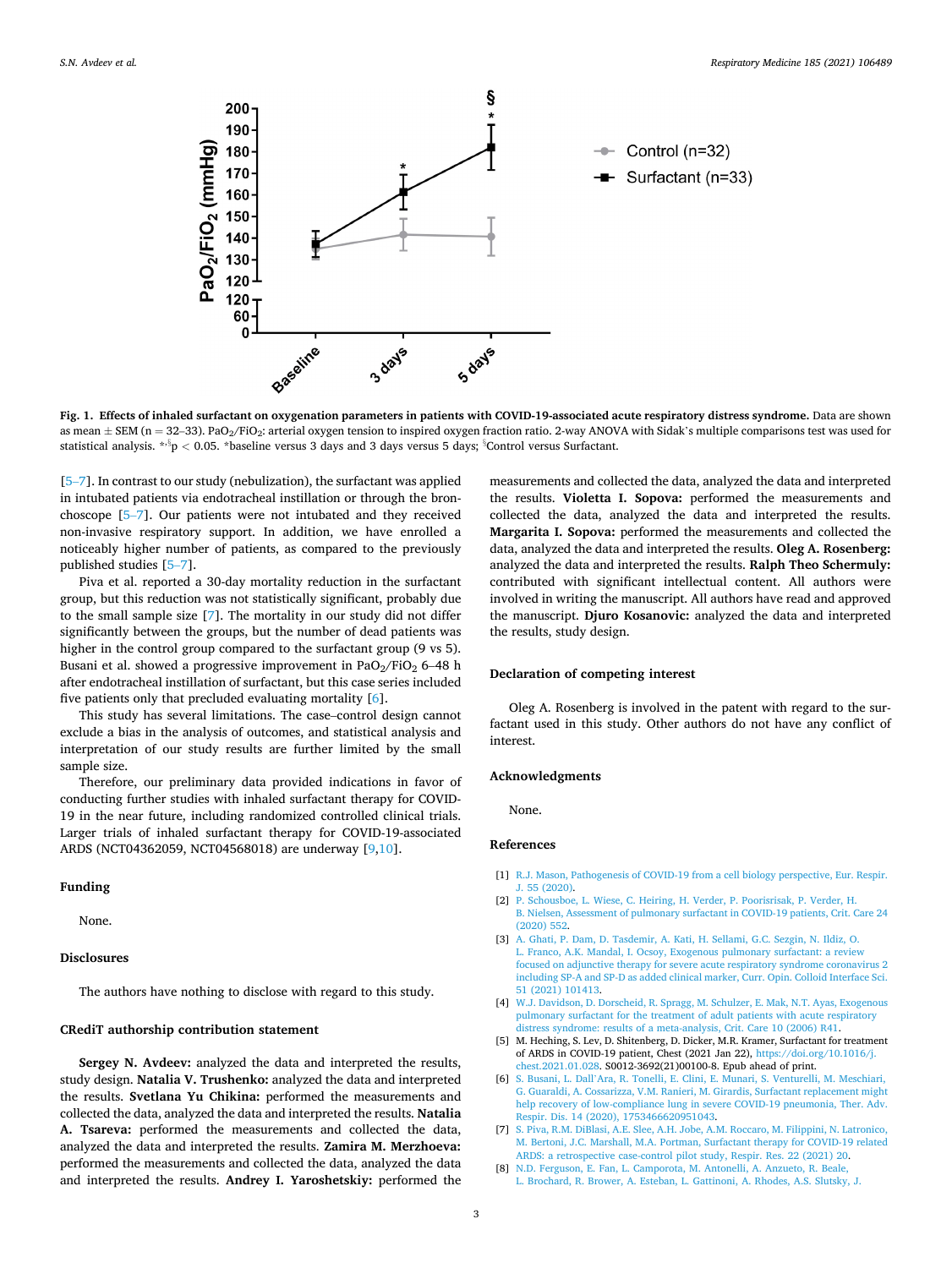**Fig. 1. Effects of inhaled surfactant on oxygenation parameters in patients with COVID-19-associated acute respiratory distress syndrome.** Data are shown as mean ± SEM (n = 32–33). $PaO_2/FiO_2$: arterial oxygen tension to inspired oxygen fraction ratio. 2-way ANOVA with Sidak's multiple comparisons test was used for statistical analysis. *,§p < 0.05. *baseline versus 3 days and 3 days versus 5 days; §Control versus Surfactant.

[5–7]. In contrast to our study (nebulization), the surfactant was applied in intubated patients via endotracheal instillation or through the bronchoscope [5–7]. Our patients were not intubated and they received non-invasive respiratory support. In addition, we have enrolled a noticeably higher number of patients, as compared to the previously published studies [5–7].

Piva et al. reported a 30-day mortality reduction in the surfactant group, but this reduction was not statistically significant, probably due to the small sample size [7]. The mortality in our study did not differ significantly between the groups, but the number of dead patients was higher in the control group compared to the surfactant group (9 vs 5). Busani et al. showed a progressive improvement in $PaO_2/FiO_2$ 6–48 h after endotracheal instillation of surfactant, but this case series included five patients only that precluded evaluating mortality [6].

This study has several limitations. The case–control design cannot exclude a bias in the analysis of outcomes, and statistical analysis and interpretation of our study results are further limited by the small sample size.

Therefore, our preliminary data provided indications in favor of conducting further studies with inhaled surfactant therapy for COVID-19 in the near future, including randomized controlled clinical trials. Larger trials of inhaled surfactant therapy for COVID-19-associated ARDS (NCT04362059, NCT04568018) are underway [9,10].

## Funding

None.

## Disclosures

The authors have nothing to disclose with regard to this study.

## CRediT authorship contribution statement

**Sergey N. Avdeev:** analyzed the data and interpreted the results, study design. **Natalia V. Trushenko:** analyzed the data and interpreted the results. **Svetlana Yu Chikina:** performed the measurements and collected the data, analyzed the data and interpreted the results. **Natalia A. Tsareva:** performed the measurements and collected the data, analyzed the data and interpreted the results. **Zamira M. Merzhoeva:** performed the measurements and collected the data, analyzed the data and interpreted the results. **Andrey I. Yaroshetskiy:** performed the measurements and collected the data, analyzed the data and interpreted the results. **Violetta I. Sopova:** performed the measurements and collected the data, analyzed the data and interpreted the results. **Margarita I. Sopova:** performed the measurements and collected the data, analyzed the data and interpreted the results. **Oleg A. Rosenberg:** analyzed the data and interpreted the results. **Ralph Theo Schermuly:** contributed with significant intellectual content. All authors were involved in writing the manuscript. All authors have read and approved the manuscript. **Djuro Kosanovic:** analyzed the data and interpreted the results, study design.

## Declaration of competing interest

Oleg A. Rosenberg is involved in the patent with regard to the surfactant used in this study. Other authors do not have any conflict of interest.

## Acknowledgments

None.

## References

[1] R.J. Mason, Pathogenesis of COVID-19 from a cell biology perspective, Eur. Respir. J. 55 (2020).

[2] P. Schousboe, L. Wiese, C. Heiring, H. Verder, P. Poorisrisak, P. Verder, H. B. Nielsen, Assessment of pulmonary surfactant in COVID-19 patients, Crit. Care 24 (2020) 552.

[3] A. Ghati, P. Dam, D. Tasdemir, A. Kati, H. Sellami, G.C. Sezgin, N. Ildiz, O. L. Franco, A.K. Mandal, I. Ocsoy, Exogenous pulmonary surfactant: a review focused on adjunctive therapy for severe acute respiratory syndrome coronavirus 2 including SP-A and SP-D as added clinical marker, Curr. Opin. Colloid Interface Sci. 51 (2021) 101413.

[4] W.J. Davidson, D. Dorscheid, R. Spragg, M. Schulzer, E. Mak, N.T. Ayas, Exogenous pulmonary surfactant for the treatment of adult patients with acute respiratory distress syndrome: results of a meta-analysis, Crit. Care 10 (2006) R41.

[5] M. Heching, S. Lev, D. Shitenberg, D. Dicker, M.R. Kramer, Surfactant for treatment of ARDS in COVID-19 patient, Chest (2021 Jan 22), https://doi.org/10.1016/j.chest.2021.01.028. S0012-3692(21)00100-8. Epub ahead of print.

[6] S. Busani, L. Dall'Ara, R. Tonelli, E. Clini, E. Munari, S. Venturelli, M. Meschiari, G. Guaraldi, A. Cossarizza, V.M. Ranieri, M. Girardis, Surfactant replacement might help recovery of low-compliance lung in severe COVID-19 pneumonia, Ther. Adv. Respir. Dis. 14 (2020), 1753466620951043.

[7] S. Piva, R.M. DiBlasi, A.E. Slee, A.H. Jobe, A.M. Roccaro, M. Filippini, N. Latronico, M. Bertoni, J.C. Marshall, M.A. Portman, Surfactant therapy for COVID-19 related ARDS: a retrospective case-control pilot study, Respir. Res. 22 (2021) 20.

[8] N.D. Ferguson, E. Fan, L. Camporota, M. Antonelli, A. Anzueto, R. Beale, L. Brochard, R. Brower, A. Esteban, L. Gattinoni, A. Rhodes, A.S. Slutsky, J.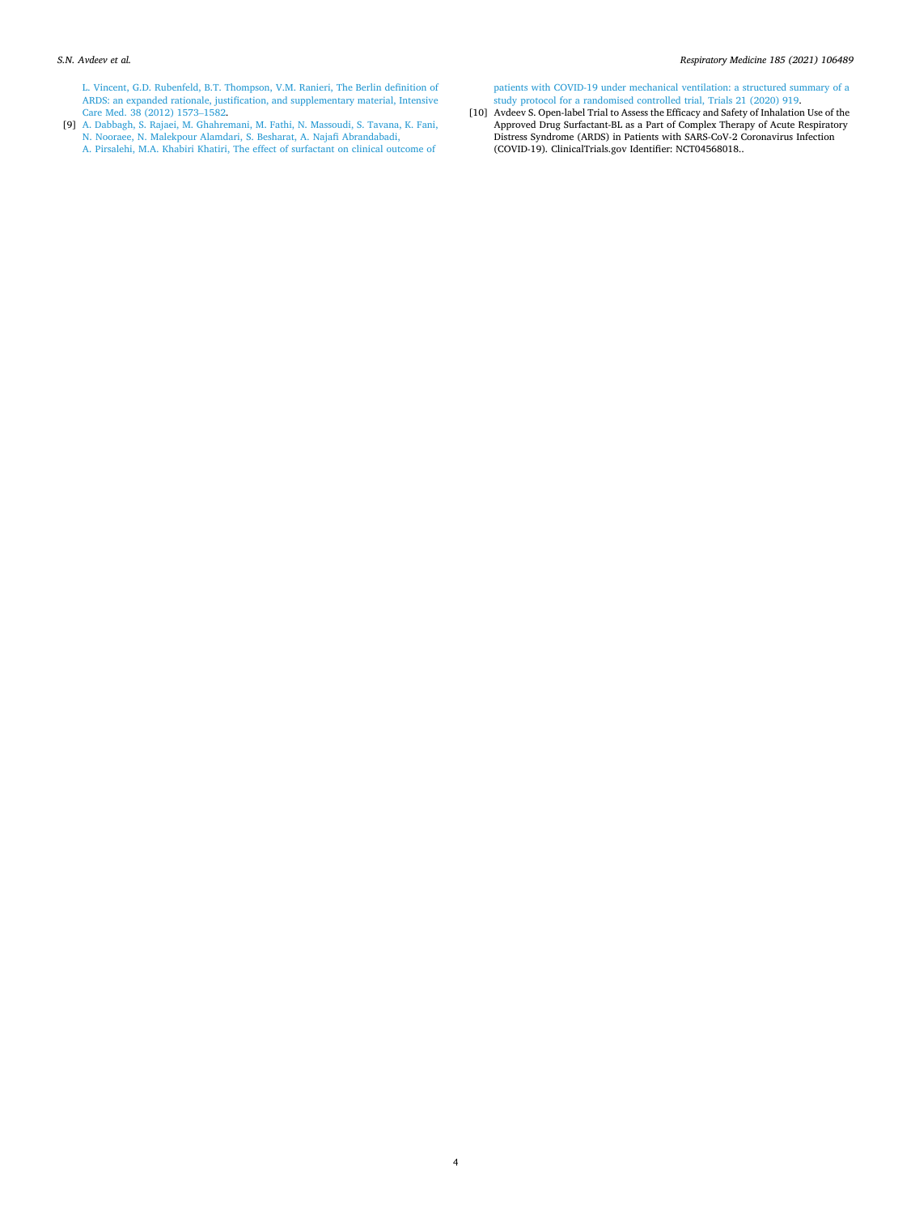L. Vincent, G.D. Rubenfeld, B.T. Thompson, V.M. Ranieri, The Berlin definition of ARDS: an expanded rationale, justification, and supplementary material, Intensive Care Med. 38 (2012) 1573–1582.

[9] A. Dabbagh, S. Rajaei, M. Ghahremani, M. Fathi, N. Massoudi, S. Tavana, K. Fani, N. Nooraee, N. Malekpour Alamdari, S. Besharat, A. Najafi Abrandabadi, A. Pirsalehi, M.A. Khabiri Khatiri, The effect of surfactant on clinical outcome of patients with COVID-19 under mechanical ventilation: a structured summary of a study protocol for a randomised controlled trial, Trials 21 (2020) 919.

[10] Avdeev S. Open-label Trial to Assess the Efficacy and Safety of Inhalation Use of the Approved Drug Surfactant-BL as a Part of Complex Therapy of Acute Respiratory Distress Syndrome (ARDS) in Patients with SARS-CoV-2 Coronavirus Infection (COVID-19). ClinicalTrials.gov Identifier: NCT04568018..